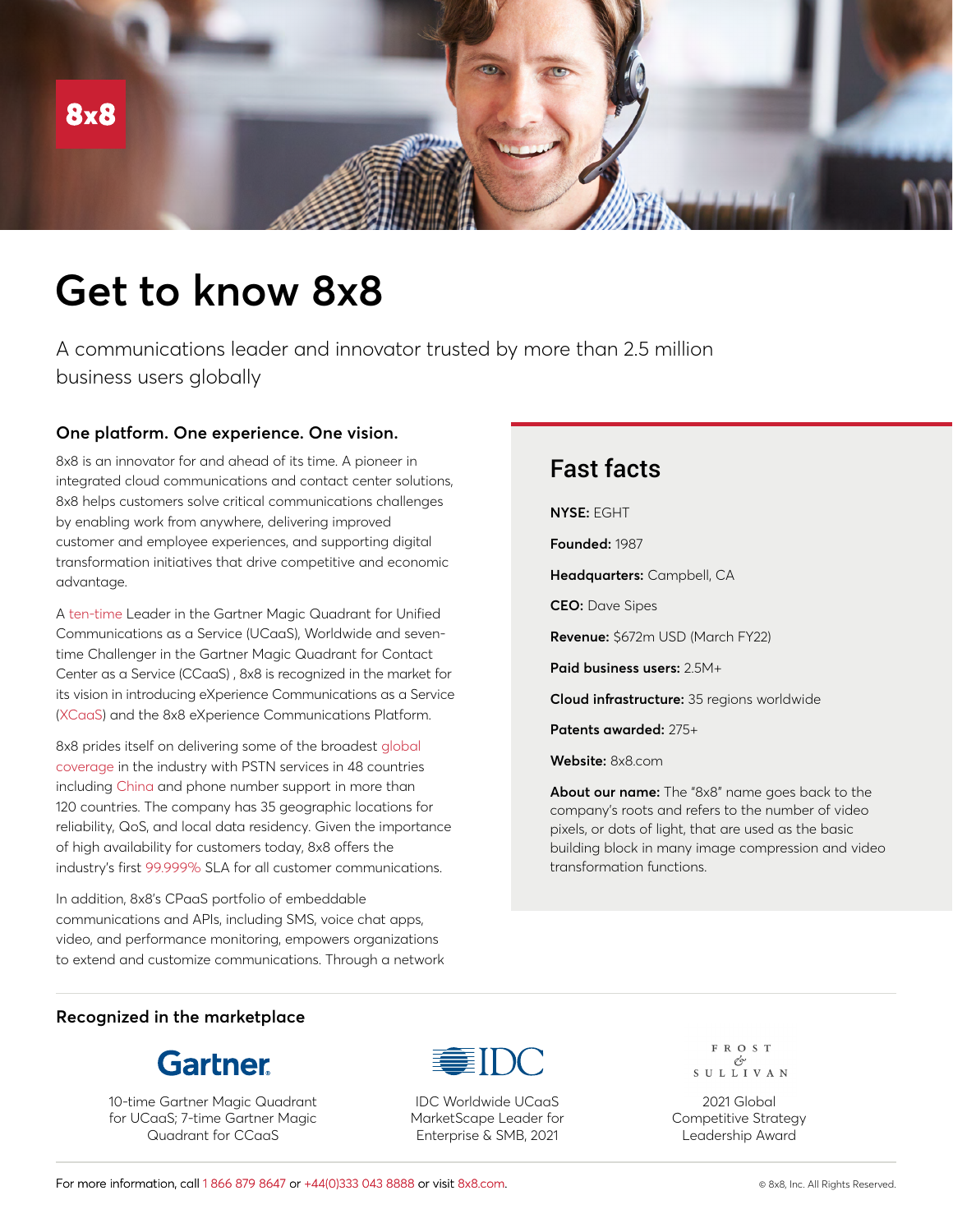8x8

# Get to know 8x8

A communications leader and innovator trusted by more than 2.5 million business users globally

## One platform. One experience. One vision.

8x8 is an innovator for and ahead of its time. A pioneer in integrated cloud communications and contact center solutions, 8x8 helps customers solve critical communications challenges by enabling work from anywhere, delivering improved customer and employee experiences, and supporting digital transformation initiatives that drive competitive and economic advantage.

A ten-time Leader in the Gartner Magic Quadrant for Unified Communications as a Service (UCaaS), Worldwide and seven-time Challenger in the Gartner Magic Quadrant for Contact Center as a Service (CCaaS) , 8x8 is recognized in the market for its vision in introducing eXperience Communications as a Service (XCaaS) and the 8x8 eXperience Communications Platform.

8x8 prides itself on delivering some of the broadest global coverage in the industry with PSTN services in 48 countries including China and phone number support in more than 120 countries. The company has 35 geographic locations for reliability, QoS, and local data residency. Given the importance of high availability for customers today, 8x8 offers the industry's first 99.999% SLA for all customer communications.

In addition, 8x8's CPaaS portfolio of embeddable communications and APIs, including SMS, voice chat apps, video, and performance monitoring, empowers organizations to extend and customize communications. Through a network

## Fast facts

**NYSE:** EGHT

**Founded:** 1987

**Headquarters:** Campbell, CA

**CEO:** Dave Sipes

**Revenue:** $672m USD (March FY22)

**Paid business users:** 2.5M+

**Cloud infrastructure:** 35 regions worldwide

**Patents awarded:** 275+

**Website:** 8x8.com

**About our name:** The "8x8" name goes back to the company's roots and refers to the number of video pixels, or dots of light, that are used as the basic building block in many image compression and video transformation functions.

## Recognized in the marketplace

Gartner

10-time Gartner Magic Quadrant for UCaaS; 7-time Gartner Magic Quadrant for CCaaS

IDC

IDC Worldwide UCaaS MarketScape Leader for Enterprise & SMB, 2021

FROST & SULLIVAN

2021 Global Competitive Strategy Leadership Award

For more information, call 1 866 879 8647 or +44(0)333 043 8888 or visit 8x8.com.

© 8x8, Inc. All Rights Reserved.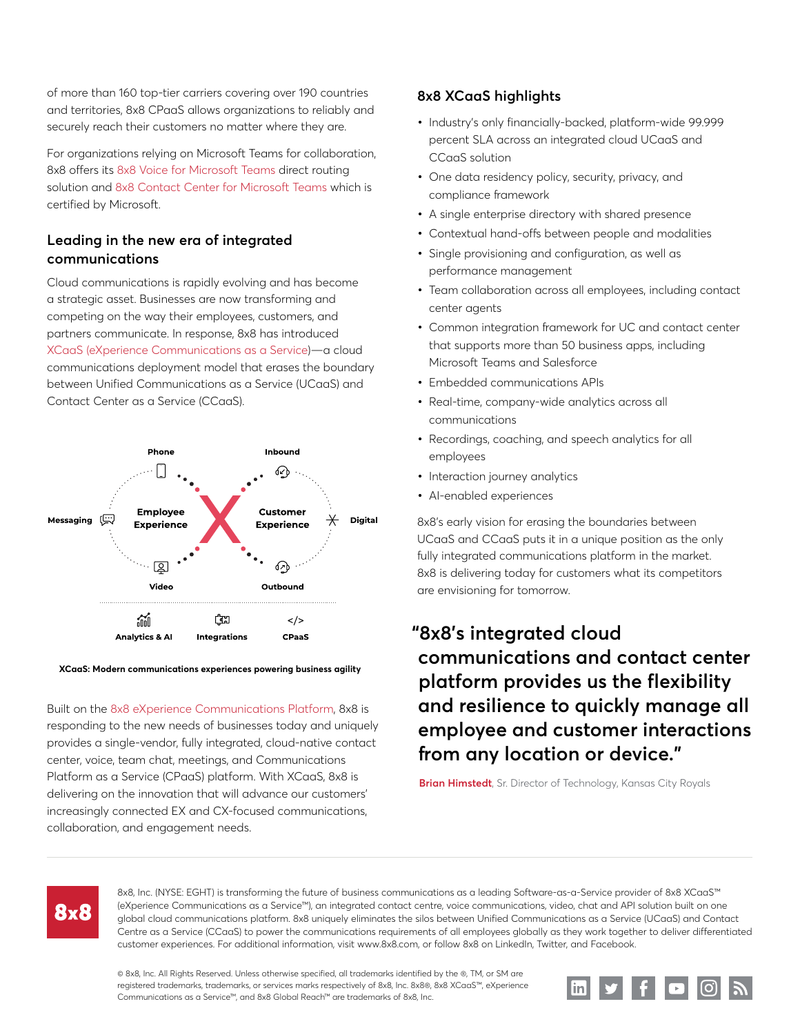of more than 160 top-tier carriers covering over 190 countries and territories, 8x8 CPaaS allows organizations to reliably and securely reach their customers no matter where they are.

For organizations relying on Microsoft Teams for collaboration, 8x8 offers its 8x8 Voice for Microsoft Teams direct routing solution and 8x8 Contact Center for Microsoft Teams which is certified by Microsoft.

## Leading in the new era of integrated communications

Cloud communications is rapidly evolving and has become a strategic asset. Businesses are now transforming and competing on the way their employees, customers, and partners communicate. In response, 8x8 has introduced XCaaS (eXperience Communications as a Service)—a cloud communications deployment model that erases the boundary between Unified Communications as a Service (UCaaS) and Contact Center as a Service (CCaaS).

Phone
Inbound
Messaging
Employee Experience
X
Customer Experience
Digital
Video
Outbound
Analytics & AI
Integrations
CPaaS

XCaaS: Modern communications experiences powering business agility

Built on the 8x8 eXperience Communications Platform, 8x8 is responding to the new needs of businesses today and uniquely provides a single-vendor, fully integrated, cloud-native contact center, voice, team chat, meetings, and Communications Platform as a Service (CPaaS) platform. With XCaaS, 8x8 is delivering on the innovation that will advance our customers' increasingly connected EX and CX-focused communications, collaboration, and engagement needs.

## 8x8 XCaaS highlights

- Industry's only financially-backed, platform-wide 99.999 percent SLA across an integrated cloud UCaaS and CCaaS solution
- One data residency policy, security, privacy, and compliance framework
- A single enterprise directory with shared presence
- Contextual hand-offs between people and modalities
- Single provisioning and configuration, as well as performance management
- Team collaboration across all employees, including contact center agents
- Common integration framework for UC and contact center that supports more than 50 business apps, including Microsoft Teams and Salesforce
- Embedded communications APIs
- Real-time, company-wide analytics across all communications
- Recordings, coaching, and speech analytics for all employees
- Interaction journey analytics
- AI-enabled experiences

8x8's early vision for erasing the boundaries between UCaaS and CCaaS puts it in a unique position as the only fully integrated communications platform in the market. 8x8 is delivering today for customers what its competitors are envisioning for tomorrow.

> **"8x8's integrated cloud communications and contact center platform provides us the flexibility and resilience to quickly manage all employee and customer interactions from any location or device."**
>
> **Brian Himstedt**, Sr. Director of Technology, Kansas City Royals

8x8, Inc. (NYSE: EGHT) is transforming the future of business communications as a leading Software-as-a-Service provider of 8x8 XCaaS™ (eXperience Communications as a Service™), an integrated contact centre, voice communications, video, chat and API solution built on one global cloud communications platform. 8x8 uniquely eliminates the silos between Unified Communications as a Service (UCaaS) and Contact Centre as a Service (CCaaS) to power the communications requirements of all employees globally as they work together to deliver differentiated customer experiences. For additional information, visit www.8x8.com, or follow 8x8 on LinkedIn, Twitter, and Facebook.

© 8x8, Inc. All Rights Reserved. Unless otherwise specified, all trademarks identified by the ®, TM, or SM are registered trademarks, trademarks, or services marks respectively of 8x8, Inc. 8x8®, 8x8 XCaaS™, eXperience Communications as a Service™, and 8x8 Global Reach™ are trademarks of 8x8, Inc.